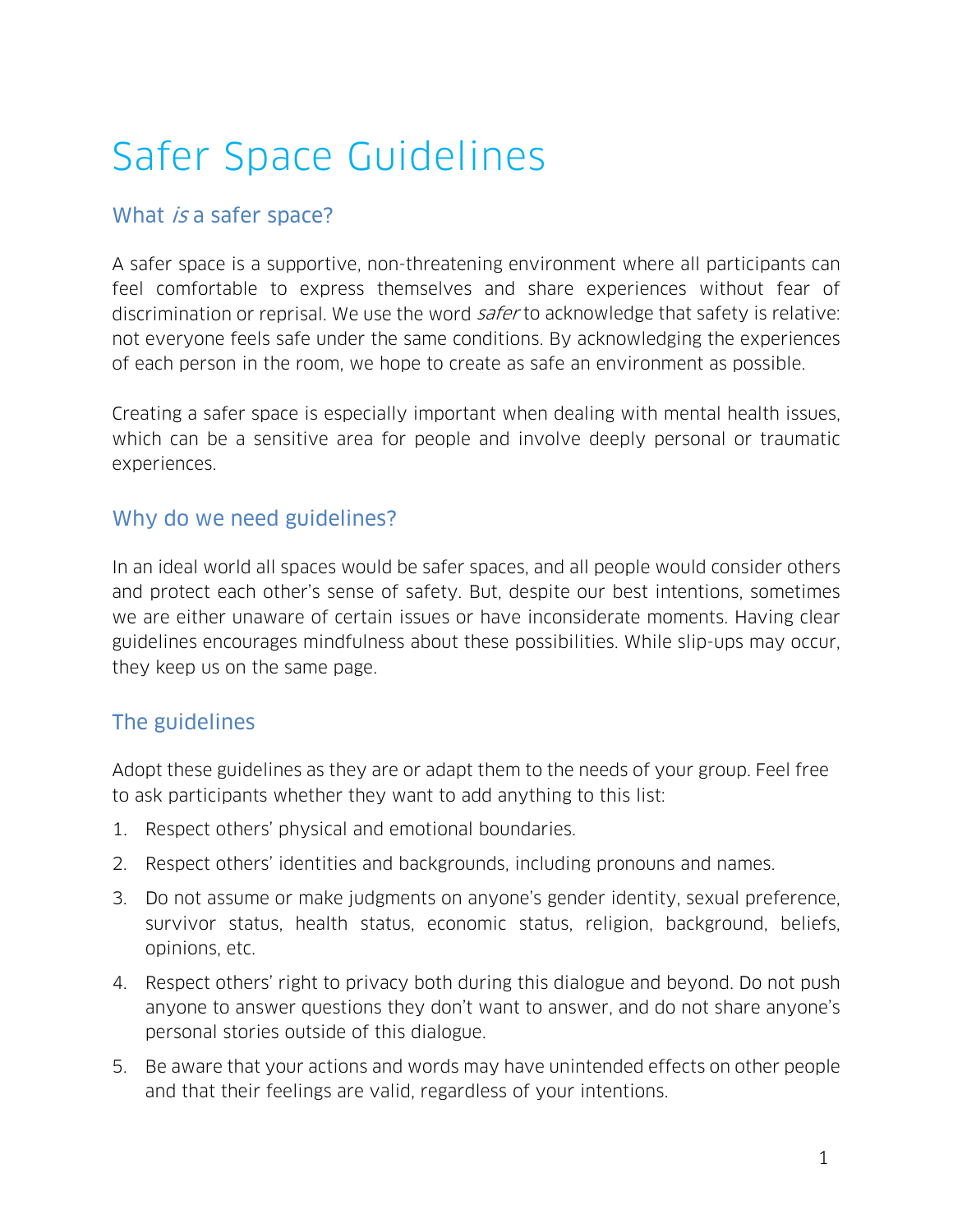# Safer Space Guidelines

## What *is* a safer space?

A safer space is a supportive, non-threatening environment where all participants can feel comfortable to express themselves and share experiences without fear of discrimination or reprisal. We use the word *safer* to acknowledge that safety is relative: not everyone feels safe under the same conditions. By acknowledging the experiences of each person in the room, we hope to create as safe an environment as possible.

Creating a safer space is especially important when dealing with mental health issues, which can be a sensitive area for people and involve deeply personal or traumatic experiences.

## Why do we need guidelines?

In an ideal world all spaces would be safer spaces, and all people would consider others and protect each other's sense of safety. But, despite our best intentions, sometimes we are either unaware of certain issues or have inconsiderate moments. Having clear guidelines encourages mindfulness about these possibilities. While slip-ups may occur, they keep us on the same page.

## The guidelines

Adopt these guidelines as they are or adapt them to the needs of your group. Feel free to ask participants whether they want to add anything to this list:

1. Respect others' physical and emotional boundaries.
2. Respect others' identities and backgrounds, including pronouns and names.
3. Do not assume or make judgments on anyone's gender identity, sexual preference, survivor status, health status, economic status, religion, background, beliefs, opinions, etc.
4. Respect others' right to privacy both during this dialogue and beyond. Do not push anyone to answer questions they don't want to answer, and do not share anyone's personal stories outside of this dialogue.
5. Be aware that your actions and words may have unintended effects on other people and that their feelings are valid, regardless of your intentions.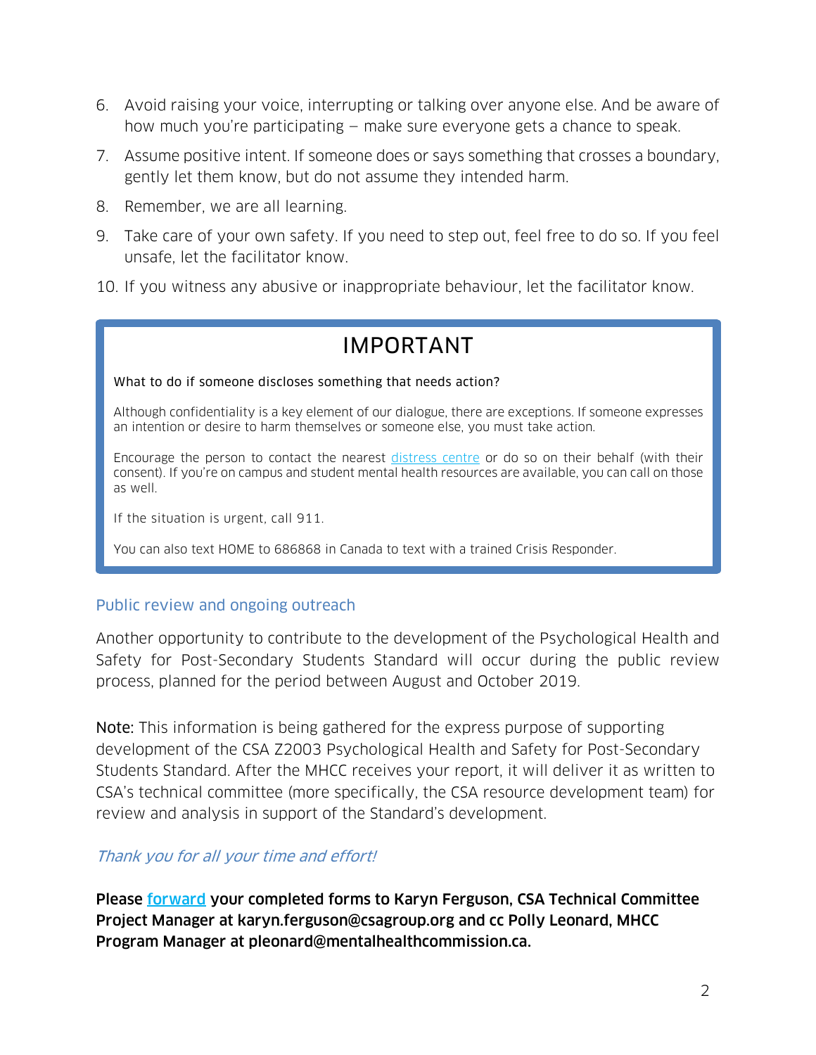6. Avoid raising your voice, interrupting or talking over anyone else. And be aware of how much you're participating – make sure everyone gets a chance to speak.
7. Assume positive intent. If someone does or says something that crosses a boundary, gently let them know, but do not assume they intended harm.
8. Remember, we are all learning.
9. Take care of your own safety. If you need to step out, feel free to do so. If you feel unsafe, let the facilitator know.
10. If you witness any abusive or inappropriate behaviour, let the facilitator know.

## IMPORTANT

What to do if someone discloses something that needs action?

Although confidentiality is a key element of our dialogue, there are exceptions. If someone expresses an intention or desire to harm themselves or someone else, you must take action.

Encourage the person to contact the nearest distress centre or do so on their behalf (with their consent). If you're on campus and student mental health resources are available, you can call on those as well.

If the situation is urgent, call 911.

You can also text HOME to 686868 in Canada to text with a trained Crisis Responder.

### Public review and ongoing outreach

Another opportunity to contribute to the development of the Psychological Health and Safety for Post-Secondary Students Standard will occur during the public review process, planned for the period between August and October 2019.

**Note:** This information is being gathered for the express purpose of supporting development of the CSA Z2003 Psychological Health and Safety for Post-Secondary Students Standard. After the MHCC receives your report, it will deliver it as written to CSA's technical committee (more specifically, the CSA resource development team) for review and analysis in support of the Standard's development.

*Thank you for all your time and effort!*

**Please forward your completed forms to Karyn Ferguson, CSA Technical Committee Project Manager at karyn.ferguson@csagroup.org and cc Polly Leonard, MHCC Program Manager at pleonard@mentalhealthcommission.ca.**